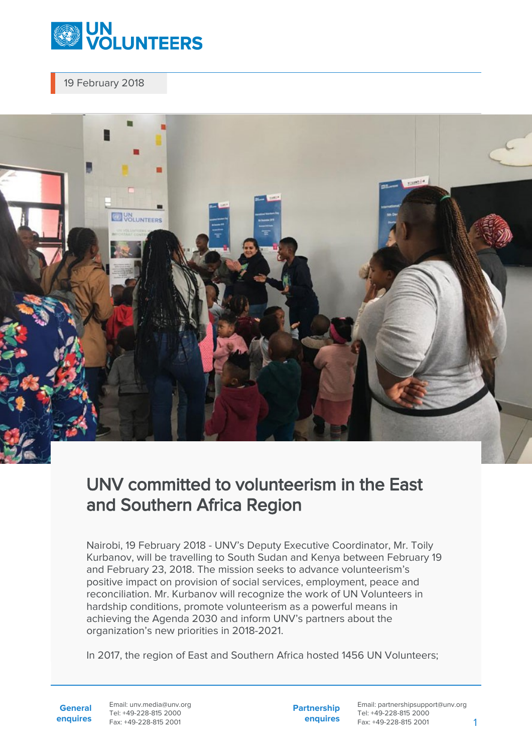19 February 2018

# UNV committed to volunteerism in the East and Southern Africa Region

Nairobi, 19 February 2018 - UNV's Deputy Executive Coordinator, Mr. Toily Kurbanov, will be travelling to South Sudan and Kenya between February 19 and February 23, 2018. The mission seeks to advance volunteerism's positive impact on provision of social services, employment, peace and reconciliation. Mr. Kurbanov will recognize the work of UN Volunteers in hardship conditions, promote volunteerism as a powerful means in achieving the Agenda 2030 and inform UNV's partners about the organization's new priorities in 2018-2021.

In 2017, the region of East and Southern Africa hosted 1456 UN Volunteers;

**General enquires**
Email: unv.media@unv.org
Tel: +49-228-815 2000
Fax: +49-228-815 2001

**Partnership enquires**
Email: partnershipsupport@unv.org
Tel: +49-228-815 2000
Fax: +49-228-815 2001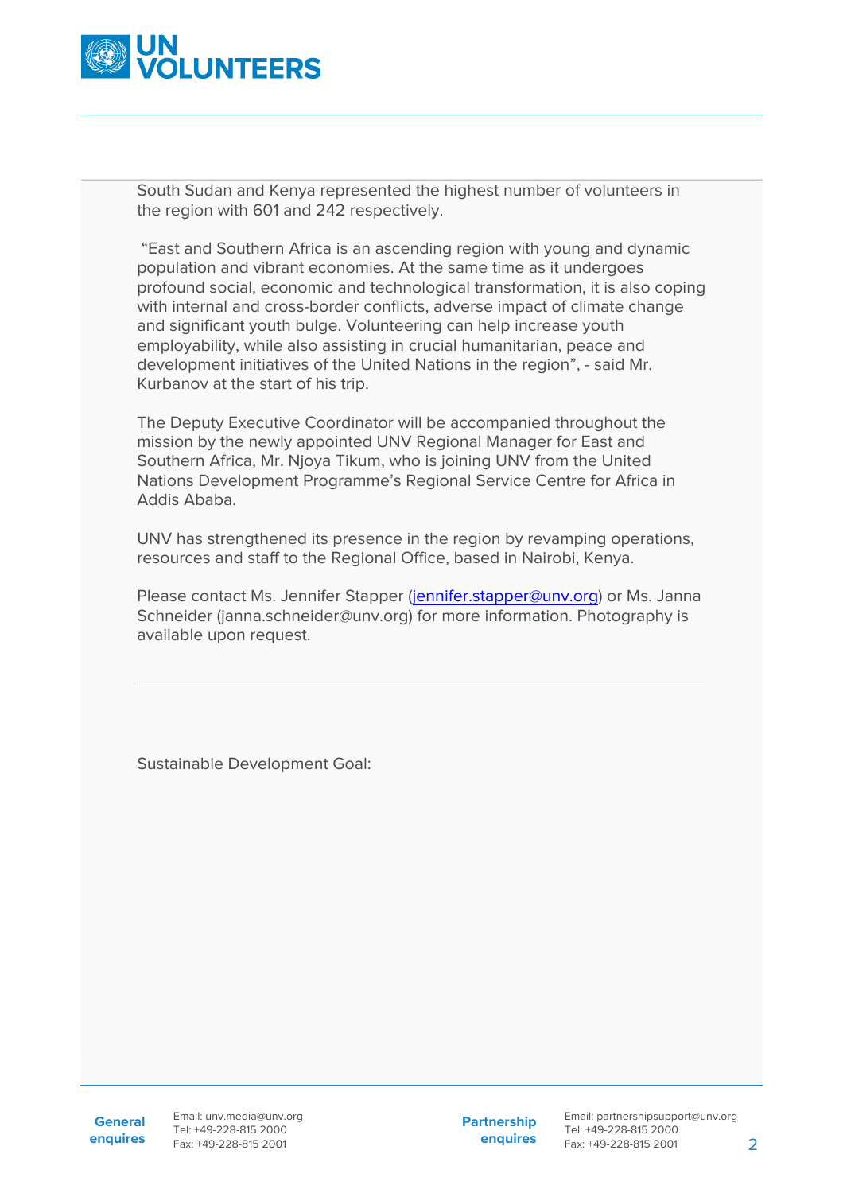South Sudan and Kenya represented the highest number of volunteers in the region with 601 and 242 respectively.

"East and Southern Africa is an ascending region with young and dynamic population and vibrant economies. At the same time as it undergoes profound social, economic and technological transformation, it is also coping with internal and cross-border conflicts, adverse impact of climate change and significant youth bulge. Volunteering can help increase youth employability, while also assisting in crucial humanitarian, peace and development initiatives of the United Nations in the region", - said Mr. Kurbanov at the start of his trip.

The Deputy Executive Coordinator will be accompanied throughout the mission by the newly appointed UNV Regional Manager for East and Southern Africa, Mr. Njoya Tikum, who is joining UNV from the United Nations Development Programme's Regional Service Centre for Africa in Addis Ababa.

UNV has strengthened its presence in the region by revamping operations, resources and staff to the Regional Office, based in Nairobi, Kenya.

Please contact Ms. Jennifer Stapper (jennifer.stapper@unv.org) or Ms. Janna Schneider (janna.schneider@unv.org) for more information. Photography is available upon request.

---

Sustainable Development Goal:

**General enquires**
Email: unv.media@unv.org
Tel: +49-228-815 2000
Fax: +49-228-815 2001

**Partnership enquires**
Email: partnershipsupport@unv.org
Tel: +49-228-815 2000
Fax: +49-228-815 2001